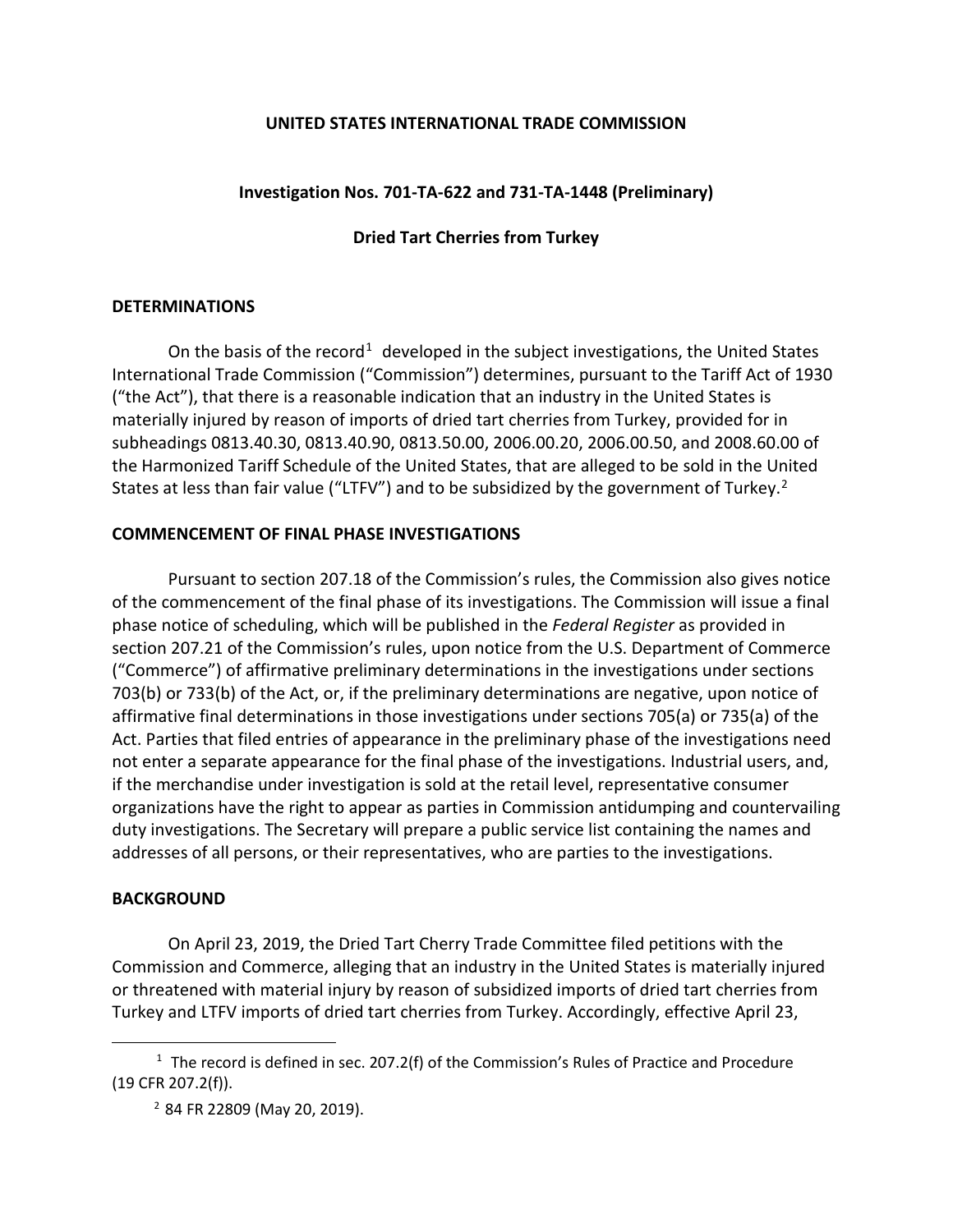**UNITED STATES INTERNATIONAL TRADE COMMISSION**

**Investigation Nos. 701-TA-622 and 731-TA-1448 (Preliminary)**

**Dried Tart Cherries from Turkey**

## DETERMINATIONS

On the basis of the record[1] developed in the subject investigations, the United States International Trade Commission ("Commission") determines, pursuant to the Tariff Act of 1930 ("the Act"), that there is a reasonable indication that an industry in the United States is materially injured by reason of imports of dried tart cherries from Turkey, provided for in subheadings 0813.40.30, 0813.40.90, 0813.50.00, 2006.00.20, 2006.00.50, and 2008.60.00 of the Harmonized Tariff Schedule of the United States, that are alleged to be sold in the United States at less than fair value ("LTFV") and to be subsidized by the government of Turkey.[2]

## COMMENCEMENT OF FINAL PHASE INVESTIGATIONS

Pursuant to section 207.18 of the Commission's rules, the Commission also gives notice of the commencement of the final phase of its investigations. The Commission will issue a final phase notice of scheduling, which will be published in the *Federal Register* as provided in section 207.21 of the Commission's rules, upon notice from the U.S. Department of Commerce ("Commerce") of affirmative preliminary determinations in the investigations under sections 703(b) or 733(b) of the Act, or, if the preliminary determinations are negative, upon notice of affirmative final determinations in those investigations under sections 705(a) or 735(a) of the Act. Parties that filed entries of appearance in the preliminary phase of the investigations need not enter a separate appearance for the final phase of the investigations. Industrial users, and, if the merchandise under investigation is sold at the retail level, representative consumer organizations have the right to appear as parties in Commission antidumping and countervailing duty investigations. The Secretary will prepare a public service list containing the names and addresses of all persons, or their representatives, who are parties to the investigations.

## BACKGROUND

On April 23, 2019, the Dried Tart Cherry Trade Committee filed petitions with the Commission and Commerce, alleging that an industry in the United States is materially injured or threatened with material injury by reason of subsidized imports of dried tart cherries from Turkey and LTFV imports of dried tart cherries from Turkey. Accordingly, effective April 23,

---

[1] The record is defined in sec. 207.2(f) of the Commission's Rules of Practice and Procedure (19 CFR 207.2(f)).

[2] 84 FR 22809 (May 20, 2019).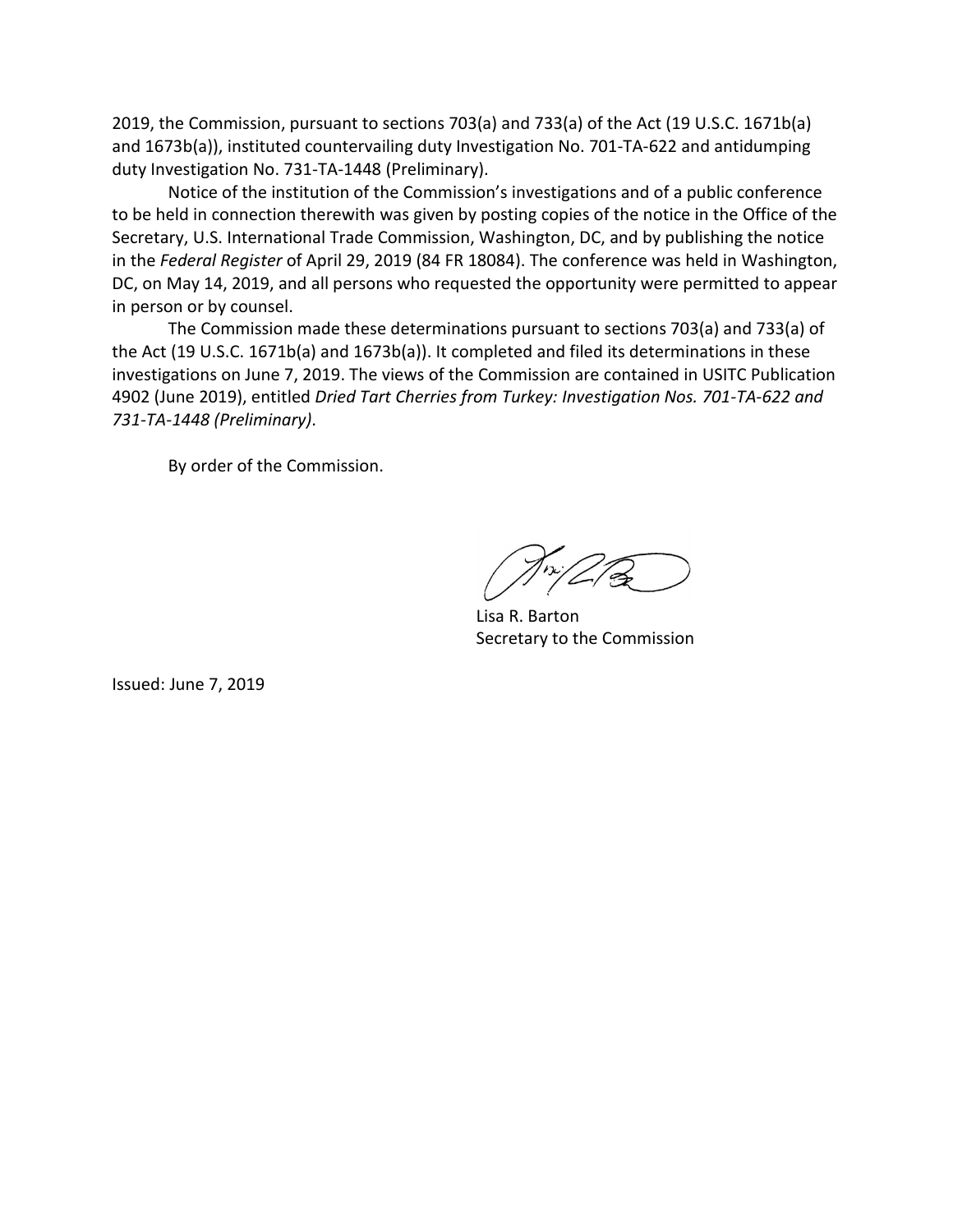2019, the Commission, pursuant to sections 703(a) and 733(a) of the Act (19 U.S.C. 1671b(a) and 1673b(a)), instituted countervailing duty Investigation No. 701-TA-622 and antidumping duty Investigation No. 731-TA-1448 (Preliminary).

Notice of the institution of the Commission's investigations and of a public conference to be held in connection therewith was given by posting copies of the notice in the Office of the Secretary, U.S. International Trade Commission, Washington, DC, and by publishing the notice in the *Federal Register* of April 29, 2019 (84 FR 18084). The conference was held in Washington, DC, on May 14, 2019, and all persons who requested the opportunity were permitted to appear in person or by counsel.

The Commission made these determinations pursuant to sections 703(a) and 733(a) of the Act (19 U.S.C. 1671b(a) and 1673b(a)). It completed and filed its determinations in these investigations on June 7, 2019. The views of the Commission are contained in USITC Publication 4902 (June 2019), entitled *Dried Tart Cherries from Turkey: Investigation Nos. 701-TA-622 and 731-TA-1448 (Preliminary)*.

By order of the Commission.

Lisa R. Barton
Secretary to the Commission

Issued: June 7, 2019